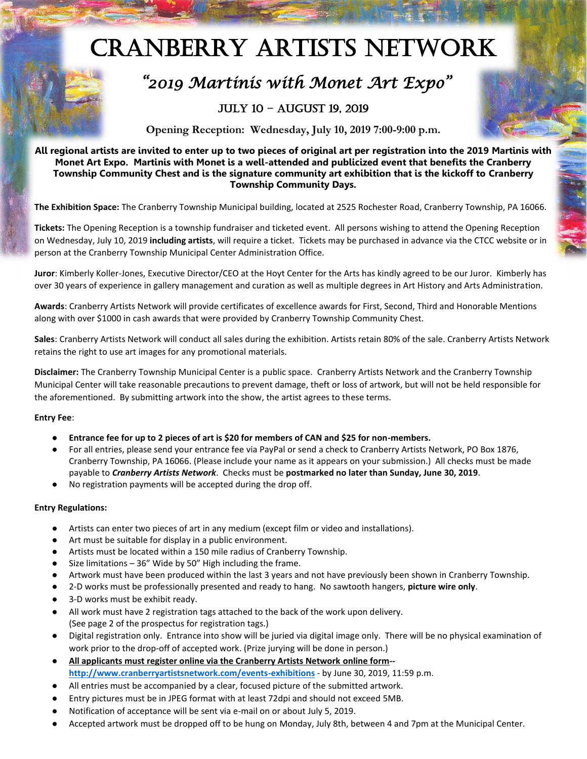# CRANBERRY ARTISTS NETWORK

## *"2019 Martinis with Monet Art Expo"*

### JULY 10 – AUGUST 19, 2019

**Opening Reception: Wednesday, July 10, 2019 7:00-9:00 p.m.**

**All regional artists are invited to enter up to two pieces of original art per registration into the 2019 Martinis with Monet Art Expo. Martinis with Monet is a well-attended and publicized event that benefits the Cranberry Township Community Chest and is the signature community art exhibition that is the kickoff to Cranberry Township Community Days.**

**The Exhibition Space:** The Cranberry Township Municipal building, located at 2525 Rochester Road, Cranberry Township, PA 16066.

**Tickets:** The Opening Reception is a township fundraiser and ticketed event. All persons wishing to attend the Opening Reception on Wednesday, July 10, 2019 **including artists**, will require a ticket. Tickets may be purchased in advance via the CTCC website or in person at the Cranberry Township Municipal Center Administration Office.

**Juror**: Kimberly Koller-Jones, Executive Director/CEO at the Hoyt Center for the Arts has kindly agreed to be our Juror. Kimberly has over 30 years of experience in gallery management and curation as well as multiple degrees in Art History and Arts Administration.

**Awards**: Cranberry Artists Network will provide certificates of excellence awards for First, Second, Third and Honorable Mentions along with over $1000 in cash awards that were provided by Cranberry Township Community Chest.

**Sales**: Cranberry Artists Network will conduct all sales during the exhibition. Artists retain 80% of the sale. Cranberry Artists Network retains the right to use art images for any promotional materials.

**Disclaimer:** The Cranberry Township Municipal Center is a public space. Cranberry Artists Network and the Cranberry Township Municipal Center will take reasonable precautions to prevent damage, theft or loss of artwork, but will not be held responsible for the aforementioned. By submitting artwork into the show, the artist agrees to these terms.

**Entry Fee**:

- **Entrance fee for up to 2 pieces of art is $20 for members of CAN and $25 for non-members.**
- For all entries, please send your entrance fee via PayPal or send a check to Cranberry Artists Network, PO Box 1876, Cranberry Township, PA 16066. (Please include your name as it appears on your submission.) All checks must be made payable to ***Cranberry Artists Network***. Checks must be **postmarked no later than Sunday, June 30, 2019**.
- No registration payments will be accepted during the drop off.

**Entry Regulations:**

- Artists can enter two pieces of art in any medium (except film or video and installations).
- Art must be suitable for display in a public environment.
- Artists must be located within a 150 mile radius of Cranberry Township.
- Size limitations – 36" Wide by 50" High including the frame.
- Artwork must have been produced within the last 3 years and not have previously been shown in Cranberry Township.
- 2-D works must be professionally presented and ready to hang. No sawtooth hangers, **picture wire only**.
- 3-D works must be exhibit ready.
- All work must have 2 registration tags attached to the back of the work upon delivery. (See page 2 of the prospectus for registration tags.)
- Digital registration only. Entrance into show will be juried via digital image only. There will be no physical examination of work prior to the drop-off of accepted work. (Prize jurying will be done in person.)
- **All applicants must register online via the Cranberry Artists Network online form--** **http://www.cranberryartistsnetwork.com/events-exhibitions** - by June 30, 2019, 11:59 p.m.
- All entries must be accompanied by a clear, focused picture of the submitted artwork.
- Entry pictures must be in JPEG format with at least 72dpi and should not exceed 5MB.
- Notification of acceptance will be sent via e-mail on or about July 5, 2019.
- Accepted artwork must be dropped off to be hung on Monday, July 8th, between 4 and 7pm at the Municipal Center.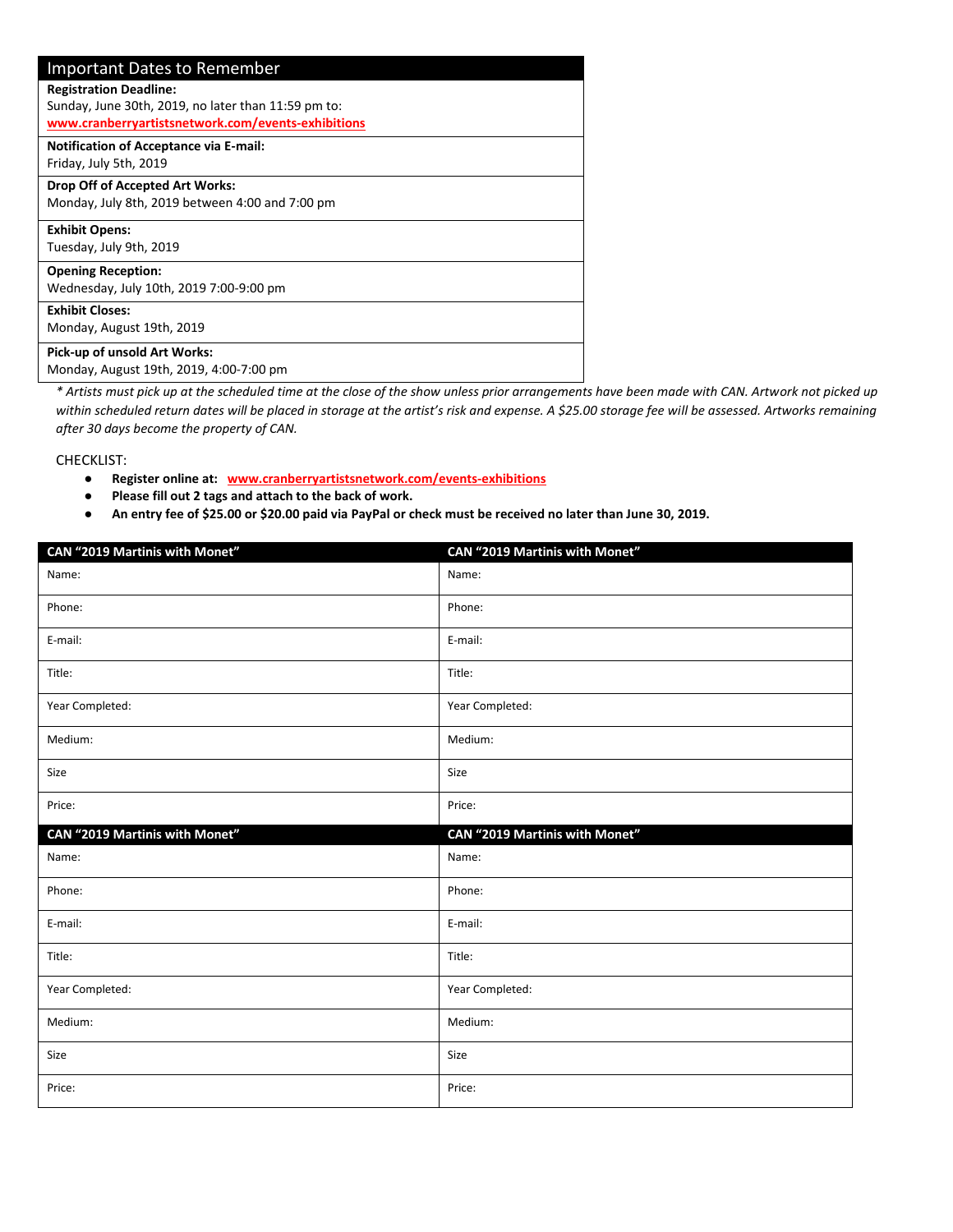## Important Dates to Remember

| |
|---|
| **Registration Deadline:**<br>Sunday, June 30th, 2019, no later than 11:59 pm to:<br>www.cranberryartistsnetwork.com/events-exhibitions |
| **Notification of Acceptance via E-mail:**<br>Friday, July 5th, 2019 |
| **Drop Off of Accepted Art Works:**<br>Monday, July 8th, 2019 between 4:00 and 7:00 pm |
| **Exhibit Opens:**<br>Tuesday, July 9th, 2019 |
| **Opening Reception:**<br>Wednesday, July 10th, 2019 7:00-9:00 pm |
| **Exhibit Closes:**<br>Monday, August 19th, 2019 |
| **Pick-up of unsold Art Works:**<br>Monday, August 19th, 2019, 4:00-7:00 pm |

*\* Artists must pick up at the scheduled time at the close of the show unless prior arrangements have been made with CAN. Artwork not picked up within scheduled return dates will be placed in storage at the artist's risk and expense. A $25.00 storage fee will be assessed. Artworks remaining after 30 days become the property of CAN.*

CHECKLIST:

- **Register online at: www.cranberryartistsnetwork.com/events-exhibitions**
- **Please fill out 2 tags and attach to the back of work.**
- **An entry fee of $25.00 or $20.00 paid via PayPal or check must be received no later than June 30, 2019.**

| CAN "2019 Martinis with Monet" | CAN "2019 Martinis with Monet" |
|---|---|
| Name: | Name: |
| Phone: | Phone: |
| E-mail: | E-mail: |
| Title: | Title: |
| Year Completed: | Year Completed: |
| Medium: | Medium: |
| Size | Size |
| Price: | Price: |
| **CAN "2019 Martinis with Monet"** | **CAN "2019 Martinis with Monet"** |
| Name: | Name: |
| Phone: | Phone: |
| E-mail: | E-mail: |
| Title: | Title: |
| Year Completed: | Year Completed: |
| Medium: | Medium: |
| Size | Size |
| Price: | Price: |